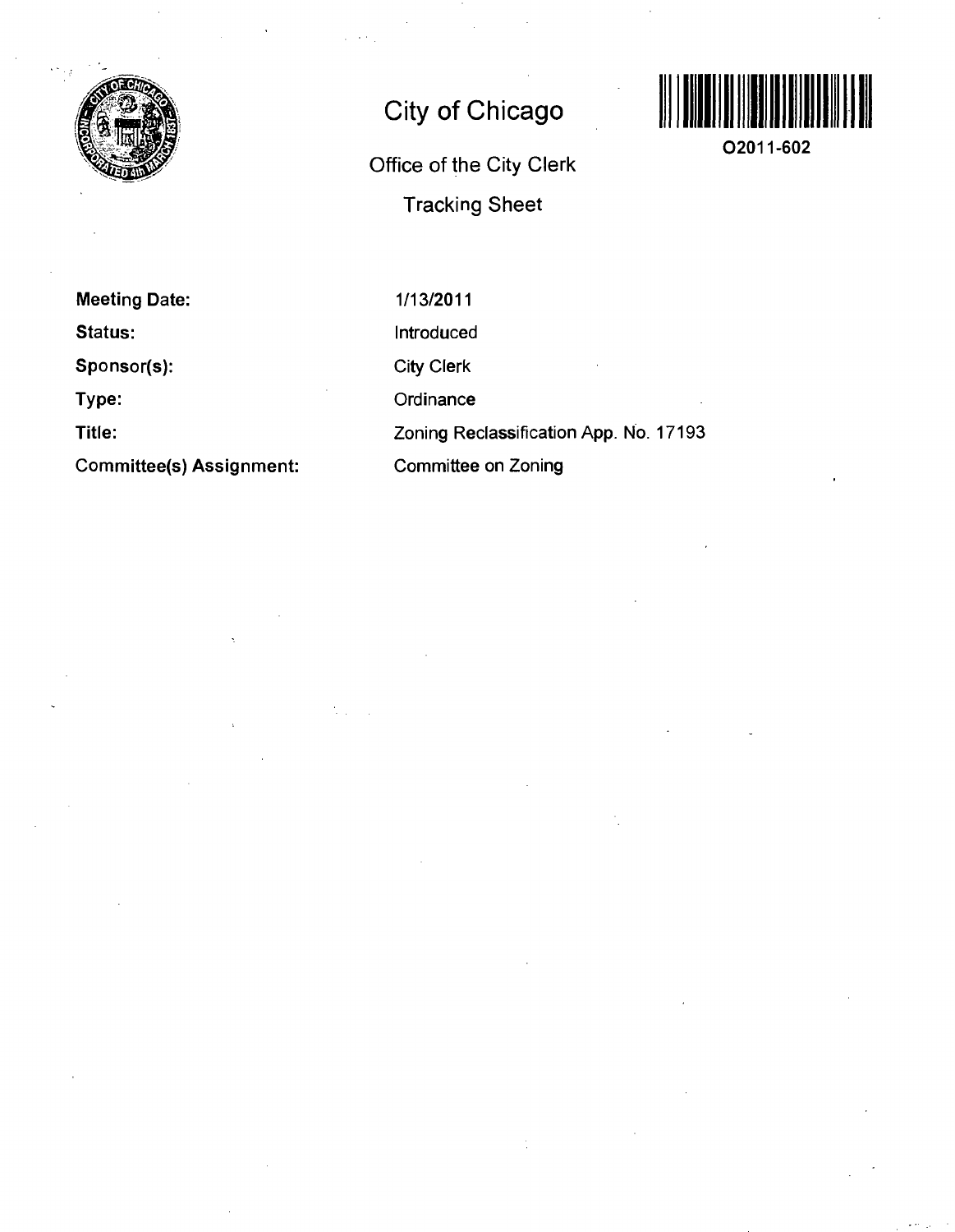# City of Chicago

## Office of the City Clerk

## Tracking Sheet

O2011-602

| | |
|---|---|
| **Meeting Date:** | 1/13/2011 |
| **Status:** | Introduced |
| **Sponsor(s):** | City Clerk |
| **Type:** | Ordinance |
| **Title:** | Zoning Reclassification App. No. 17193 |
| **Committee(s) Assignment:** | Committee on Zoning |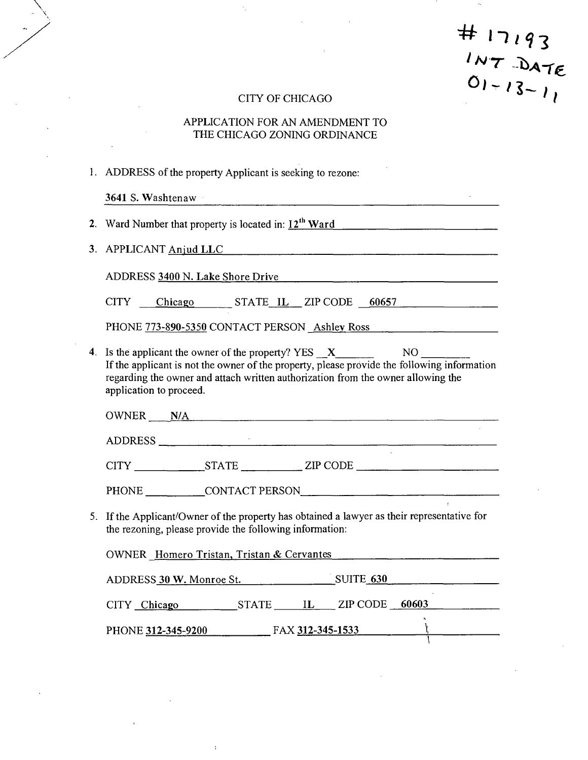# 17193
INT DATE
01-13-11

CITY OF CHICAGO

APPLICATION FOR AN AMENDMENT TO THE CHICAGO ZONING ORDINANCE

1. ADDRESS of the property Applicant is seeking to rezone:

   3641 S. Washtenaw

2. Ward Number that property is located in: 12th Ward

3. APPLICANT Anjud LLC

   ADDRESS 3400 N. Lake Shore Drive

   CITY Chicago STATE IL ZIP CODE 60657

   PHONE 773-890-5350 CONTACT PERSON Ashley Ross

4. Is the applicant the owner of the property? YES X NO \_\_\_\_\_\_\_\_
   If the applicant is not the owner of the property, please provide the following information regarding the owner and attach written authorization from the owner allowing the application to proceed.

   OWNER N/A

   ADDRESS \_\_\_\_\_\_\_\_\_\_\_\_\_\_\_\_\_\_\_\_

   CITY \_\_\_\_\_\_\_\_ STATE \_\_\_\_\_\_\_\_ ZIP CODE \_\_\_\_\_\_\_\_

   PHONE \_\_\_\_\_\_\_\_ CONTACT PERSON \_\_\_\_\_\_\_\_

5. If the Applicant/Owner of the property has obtained a lawyer as their representative for the rezoning, please provide the following information:

   OWNER Homero Tristan, Tristan & Cervantes

   ADDRESS 30 W. Monroe St. SUITE 630

   CITY Chicago STATE IL ZIP CODE 60603

   PHONE 312-345-9200 FAX 312-345-1533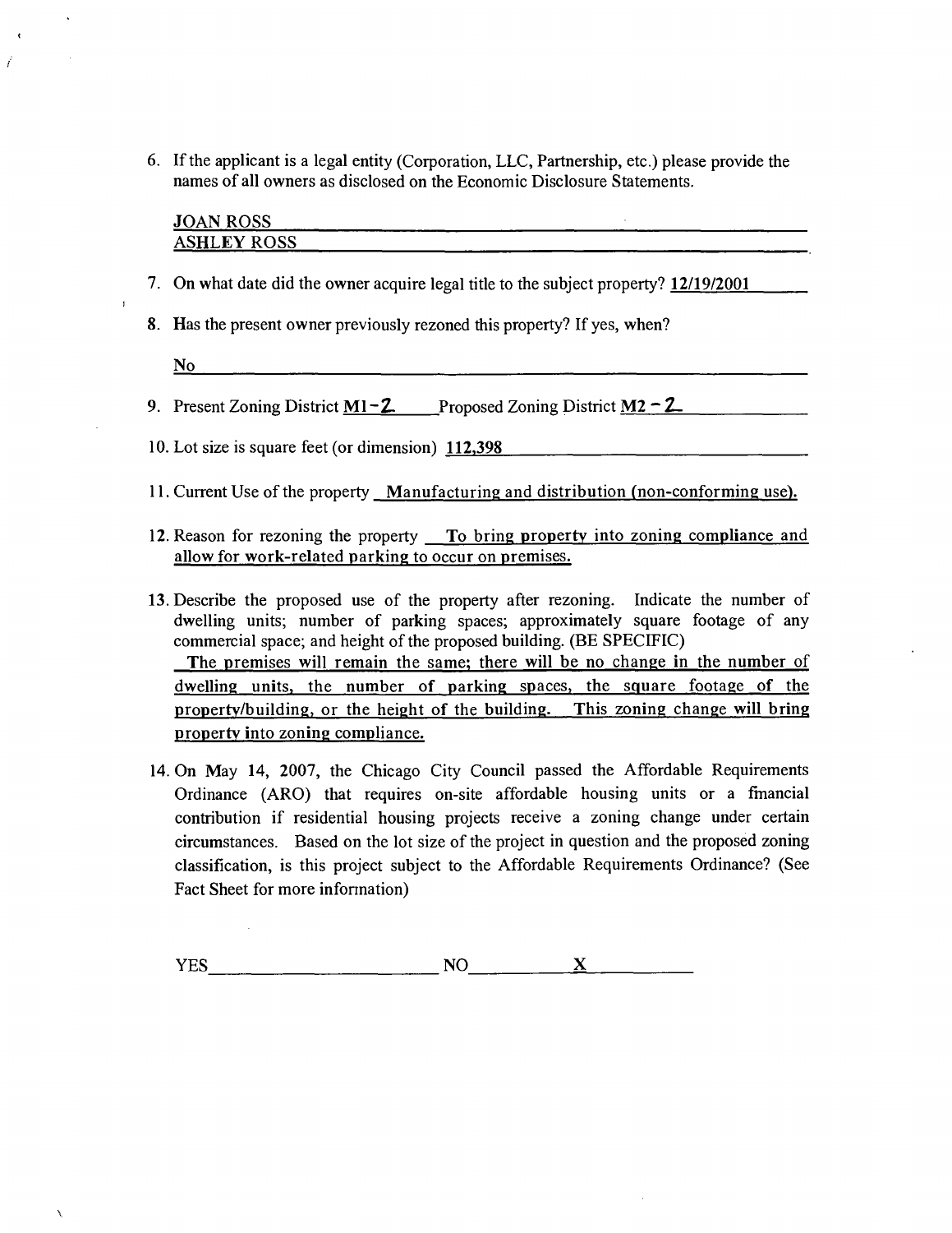6. If the applicant is a legal entity (Corporation, LLC, Partnership, etc.) please provide the names of all owners as disclosed on the Economic Disclosure Statements.

   JOAN ROSS
   ASHLEY ROSS

7. On what date did the owner acquire legal title to the subject property? 12/19/2001

8. Has the present owner previously rezoned this property? If yes, when?

   No

9. Present Zoning District M1-2 Proposed Zoning District M2-2

10. Lot size is square feet (or dimension) 112,398

11. Current Use of the property Manufacturing and distribution (non-conforming use).

12. Reason for rezoning the property To bring property into zoning compliance and allow for work-related parking to occur on premises.

13. Describe the proposed use of the property after rezoning. Indicate the number of dwelling units; number of parking spaces; approximately square footage of any commercial space; and height of the proposed building. (BE SPECIFIC)
    The premises will remain the same; there will be no change in the number of dwelling units, the number of parking spaces, the square footage of the property/building, or the height of the building. This zoning change will bring property into zoning compliance.

14. On May 14, 2007, the Chicago City Council passed the Affordable Requirements Ordinance (ARO) that requires on-site affordable housing units or a financial contribution if residential housing projects receive a zoning change under certain circumstances. Based on the lot size of the project in question and the proposed zoning classification, is this project subject to the Affordable Requirements Ordinance? (See Fact Sheet for more information)

    YES\_\_\_\_\_\_\_\_\_\_ NO X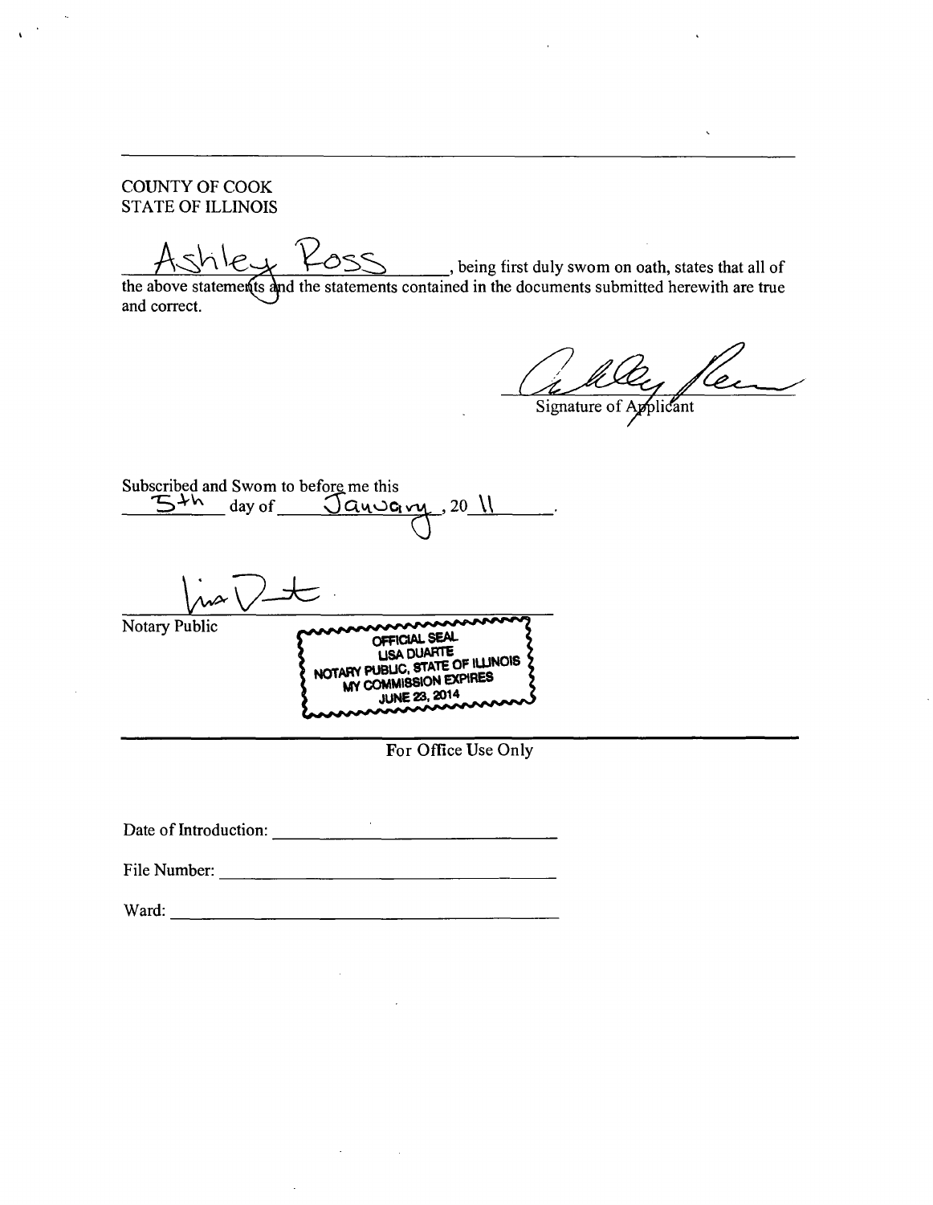COUNTY OF COOK
STATE OF ILLINOIS

Ashley Ross, being first duly sworn on oath, states that all of the above statements and the statements contained in the documents submitted herewith are true and correct.

Signature of Applicant

Subscribed and Sworn to before me this 5th day of January, 20 11.

Notary Public

OFFICIAL SEAL
LISA DUARTE
NOTARY PUBLIC, STATE OF ILLINOIS
MY COMMISSION EXPIRES
JUNE 23, 2014

For Office Use Only

Date of Introduction: ______________________

File Number: ______________________

Ward: ______________________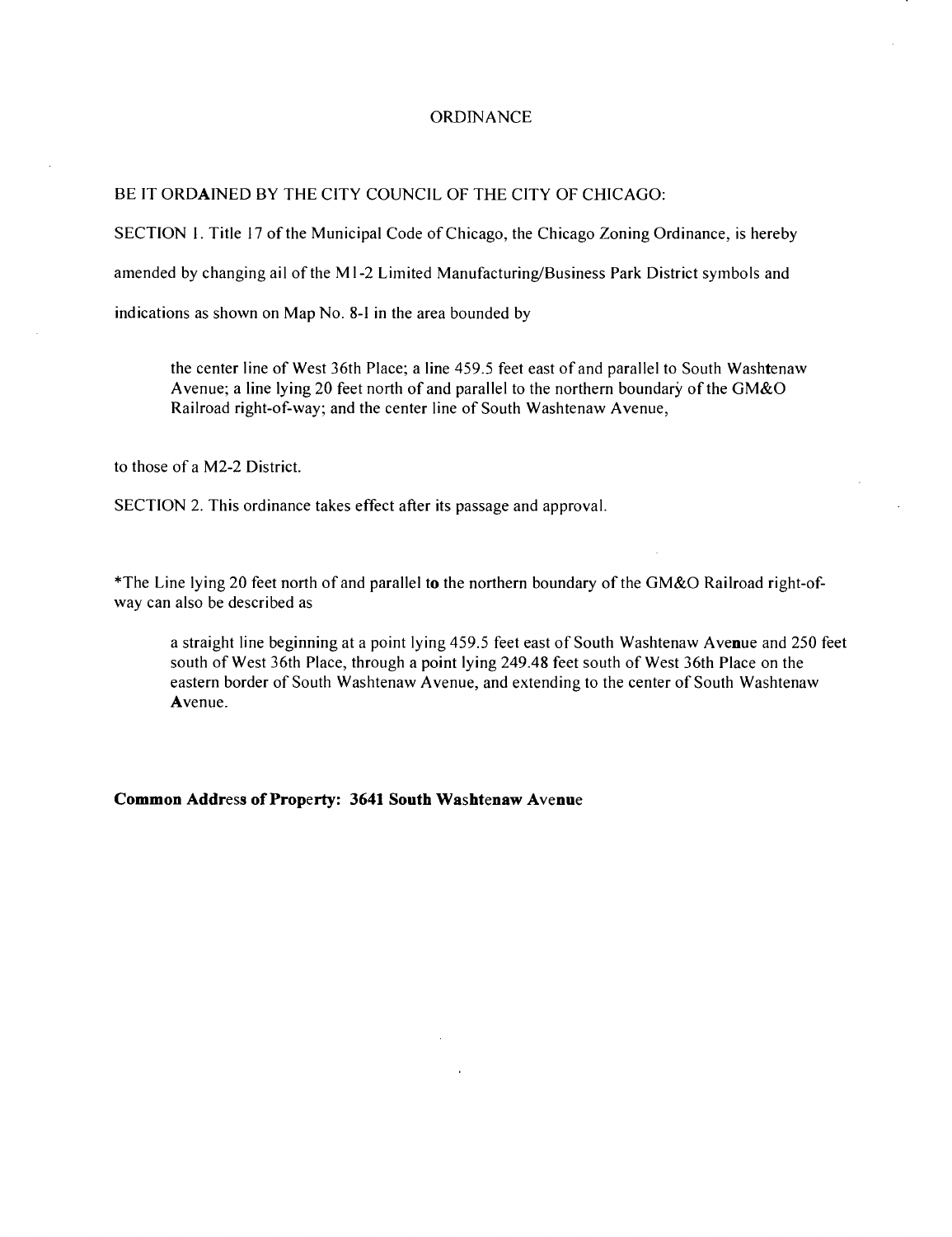# ORDINANCE

BE IT ORDAINED BY THE CITY COUNCIL OF THE CITY OF CHICAGO:

SECTION 1. Title 17 of the Municipal Code of Chicago, the Chicago Zoning Ordinance, is hereby amended by changing ail of the M1-2 Limited Manufacturing/Business Park District symbols and indications as shown on Map No. 8-I in the area bounded by

> the center line of West 36th Place; a line 459.5 feet east of and parallel to South Washtenaw Avenue; a line lying 20 feet north of and parallel to the northern boundary of the GM&O Railroad right-of-way; and the center line of South Washtenaw Avenue,

to those of a M2-2 District.

SECTION 2. This ordinance takes effect after its passage and approval.

*The Line lying 20 feet north of and parallel to the northern boundary of the GM&O Railroad right-of-way can also be described as

> a straight line beginning at a point lying 459.5 feet east of South Washtenaw Avenue and 250 feet south of West 36th Place, through a point lying 249.48 feet south of West 36th Place on the eastern border of South Washtenaw Avenue, and extending to the center of South Washtenaw Avenue.

**Common Address of Property: 3641 South Washtenaw Avenue**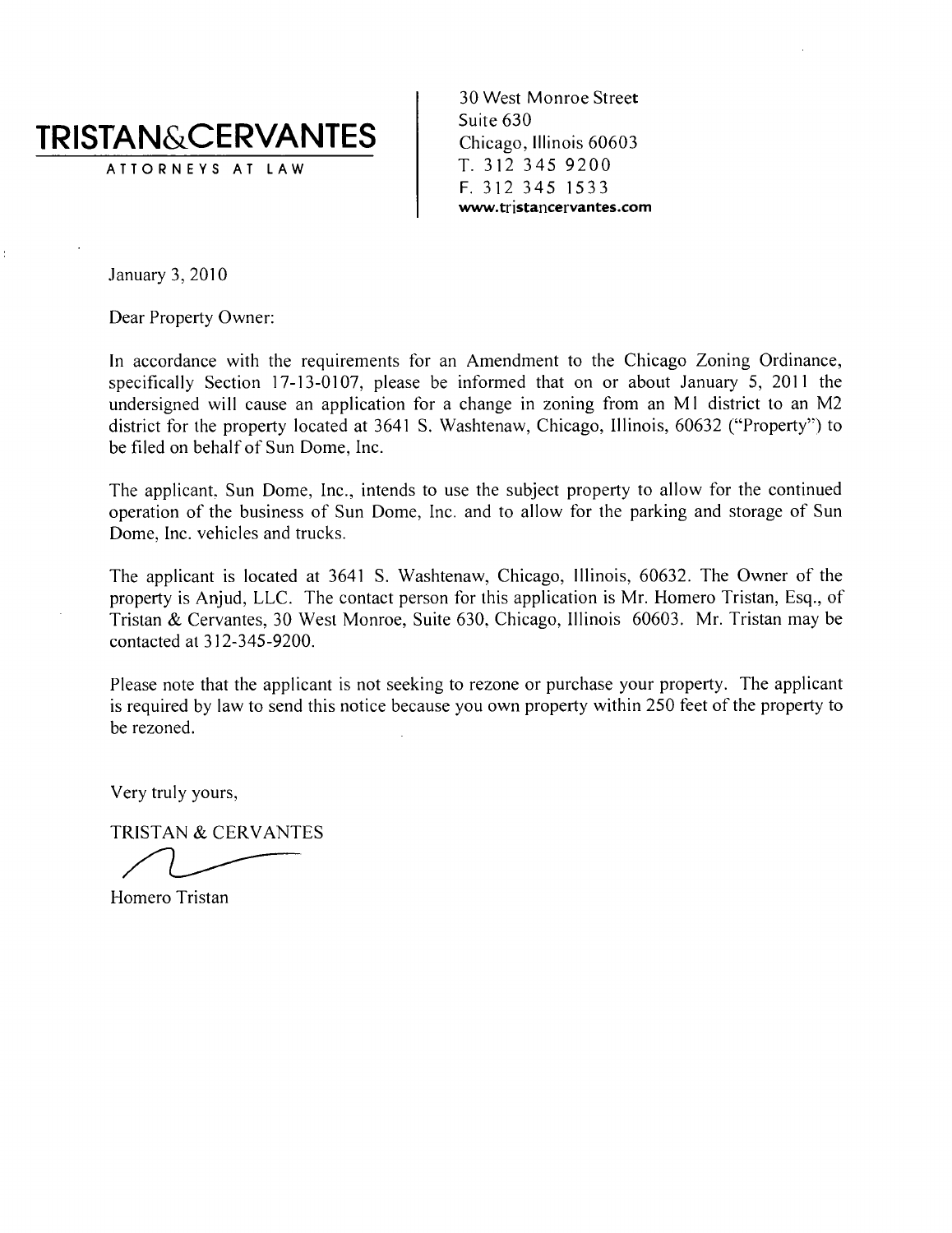# TRISTAN&CERVANTES

ATTORNEYS AT LAW

30 West Monroe Street
Suite 630
Chicago, Illinois 60603
T. 312 345 9200
F. 312 345 1533
**www.tristancervantes.com**

January 3, 2010

Dear Property Owner:

In accordance with the requirements for an Amendment to the Chicago Zoning Ordinance, specifically Section 17-13-0107, please be informed that on or about January 5, 2011 the undersigned will cause an application for a change in zoning from an M1 district to an M2 district for the property located at 3641 S. Washtenaw, Chicago, Illinois, 60632 ("Property") to be filed on behalf of Sun Dome, Inc.

The applicant, Sun Dome, Inc., intends to use the subject property to allow for the continued operation of the business of Sun Dome, Inc. and to allow for the parking and storage of Sun Dome, Inc. vehicles and trucks.

The applicant is located at 3641 S. Washtenaw, Chicago, Illinois, 60632. The Owner of the property is Anjud, LLC. The contact person for this application is Mr. Homero Tristan, Esq., of Tristan & Cervantes, 30 West Monroe, Suite 630, Chicago, Illinois 60603. Mr. Tristan may be contacted at 312-345-9200.

Please note that the applicant is not seeking to rezone or purchase your property. The applicant is required by law to send this notice because you own property within 250 feet of the property to be rezoned.

Very truly yours,

TRISTAN & CERVANTES

Homero Tristan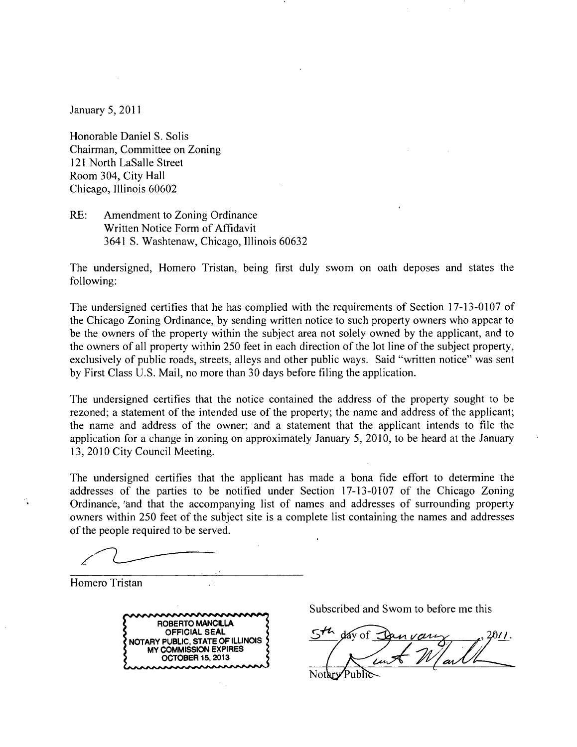January 5, 2011

Honorable Daniel S. Solis
Chairman, Committee on Zoning
121 North LaSalle Street
Room 304, City Hall
Chicago, Illinois 60602

RE: Amendment to Zoning Ordinance
Written Notice Form of Affidavit
3641 S. Washtenaw, Chicago, Illinois 60632

The undersigned, Homero Tristan, being first duly swom on oath deposes and states the following:

The undersigned certifies that he has complied with the requirements of Section 17-13-0107 of the Chicago Zoning Ordinance, by sending written notice to such property owners who appear to be the owners of the property within the subject area not solely owned by the applicant, and to the owners of all property within 250 feet in each direction of the lot line of the subject property, exclusively of public roads, streets, alleys and other public ways. Said "written notice" was sent by First Class U.S. Mail, no more than 30 days before filing the application.

The undersigned certifies that the notice contained the address of the property sought to be rezoned; a statement of the intended use of the property; the name and address of the applicant; the name and address of the owner; and a statement that the applicant intends to file the application for a change in zoning on approximately January 5, 2010, to be heard at the January 13, 2010 City Council Meeting.

The undersigned certifies that the applicant has made a bona fide effort to determine the addresses of the parties to be notified under Section 17-13-0107 of the Chicago Zoning Ordinance, and that the accompanying list of names and addresses of surrounding property owners within 250 feet of the subject site is a complete list containing the names and addresses of the people required to be served.

Homero Tristan

ROBERTO MANCILLA
OFFICIAL SEAL
NOTARY PUBLIC, STATE OF ILLINOIS
MY COMMISSION EXPIRES
OCTOBER 15, 2013

Subscribed and Swom to before me this

5th day of January, 2011.

Notary Public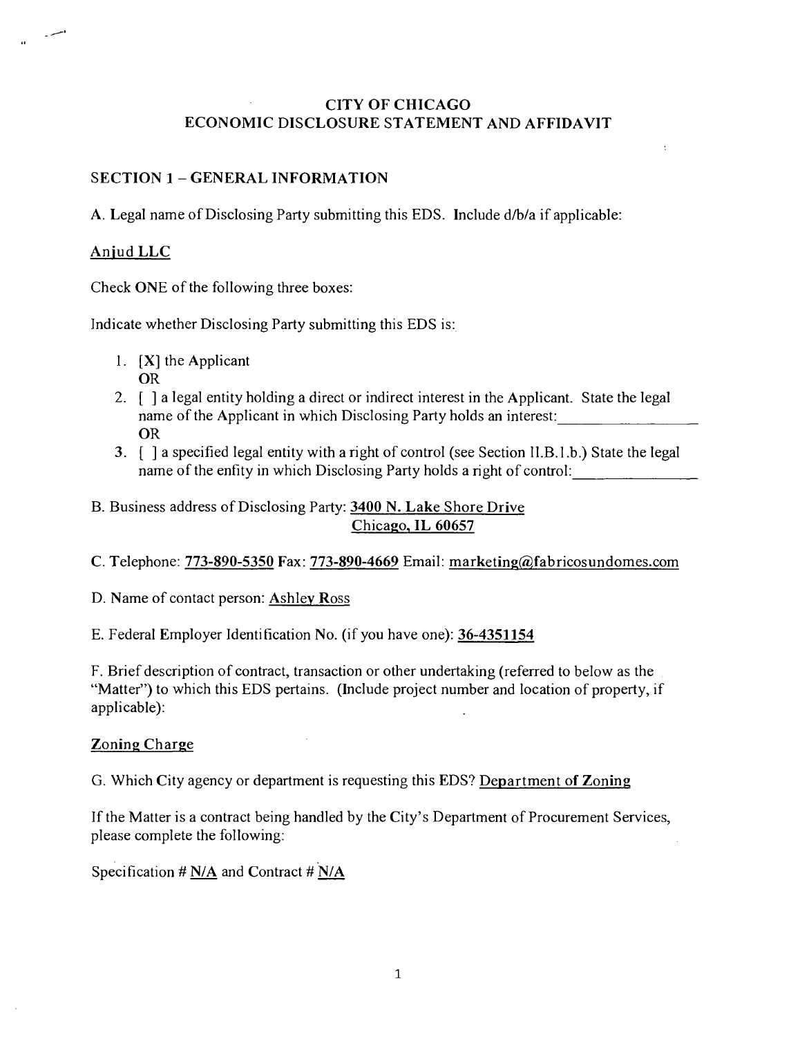# CITY OF CHICAGO
## ECONOMIC DISCLOSURE STATEMENT AND AFFIDAVIT

### SECTION 1 – GENERAL INFORMATION

A. Legal name of Disclosing Party submitting this EDS. Include d/b/a if applicable:

Anjud LLC

Check ONE of the following three boxes:

Indicate whether Disclosing Party submitting this EDS is:

1. [X] the Applicant
   OR
2. [ ] a legal entity holding a direct or indirect interest in the Applicant. State the legal name of the Applicant in which Disclosing Party holds an interest: ______________
   OR
3. [ ] a specified legal entity with a right of control (see Section II.B.1.b.) State the legal name of the entity in which Disclosing Party holds a right of control: ______________

B. Business address of Disclosing Party: 3400 N. Lake Shore Drive
Chicago, IL 60657

C. Telephone: 773-890-5350 Fax: 773-890-4669 Email: marketing@fabricosundomes.com

D. Name of contact person: Ashley Ross

E. Federal Employer Identification No. (if you have one): 36-4351154

F. Brief description of contract, transaction or other undertaking (referred to below as the "Matter") to which this EDS pertains. (Include project number and location of property, if applicable):

Zoning Charge

G. Which City agency or department is requesting this EDS? Department of Zoning

If the Matter is a contract being handled by the City's Department of Procurement Services, please complete the following:

Specification # N/A and Contract # N/A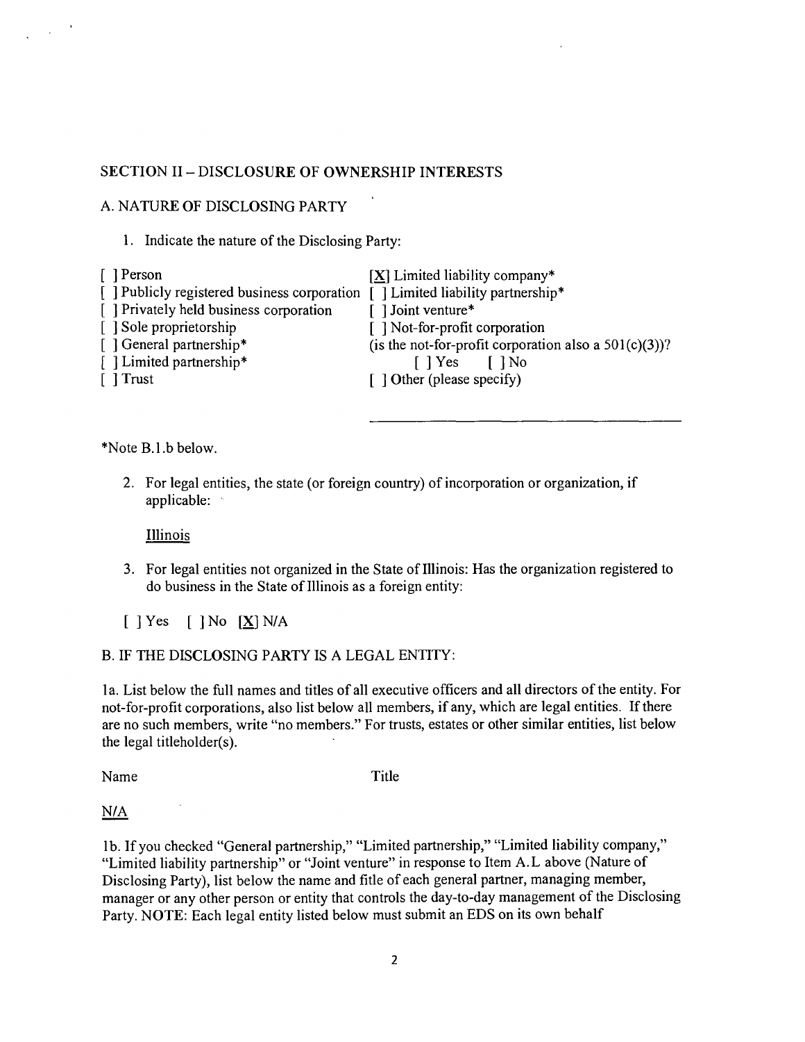## SECTION II – DISCLOSURE OF OWNERSHIP INTERESTS

### A. NATURE OF DISCLOSING PARTY

1. Indicate the nature of the Disclosing Party:

[ ] Person
[ ] Publicly registered business corporation
[ ] Privately held business corporation
[ ] Sole proprietorship
[ ] General partnership*
[ ] Limited partnership*
[ ] Trust
[X] Limited liability company*
[ ] Limited liability partnership*
[ ] Joint venture*
[ ] Not-for-profit corporation
(is the not-for-profit corporation also a 501(c)(3))?
[ ] Yes [ ] No
[ ] Other (please specify)

\_\_\_\_\_\_\_\_\_\_\_\_\_\_\_\_\_\_\_\_\_\_\_\_\_\_\_\_\_\_\_\_\_\_\_\_

*Note B.1.b below.

2. For legal entities, the state (or foreign country) of incorporation or organization, if applicable:

   Illinois

3. For legal entities not organized in the State of Illinois: Has the organization registered to do business in the State of Illinois as a foreign entity:

   [ ] Yes [ ] No [X] N/A

### B. IF THE DISCLOSING PARTY IS A LEGAL ENTITY:

1a. List below the full names and titles of all executive officers and all directors of the entity. For not-for-profit corporations, also list below all members, if any, which are legal entities. If there are no such members, write "no members." For trusts, estates or other similar entities, list below the legal titleholder(s).

Name Title

N/A

1b. If you checked "General partnership," "Limited partnership," "Limited liability company," "Limited liability partnership" or "Joint venture" in response to Item A.L above (Nature of Disclosing Party), list below the name and fitle of each general partner, managing member, manager or any other person or entity that controls the day-to-day management of the Disclosing Party. NOTE: Each legal entity listed below must submit an EDS on its own behalf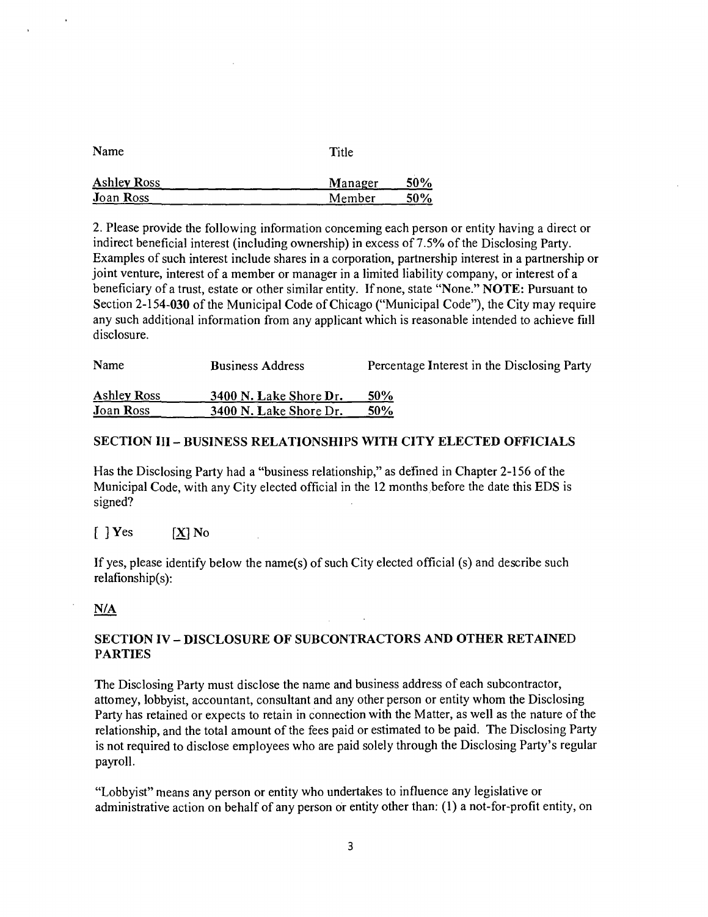| Name | Title | |
|---|---|---|
| Ashley Ross | Manager | 50% |
| Joan Ross | Member | 50% |

2. Please provide the following information concerning each person or entity having a direct or indirect beneficial interest (including ownership) in excess of 7.5% of the Disclosing Party. Examples of such interest include shares in a corporation, partnership interest in a partnership or joint venture, interest of a member or manager in a limited liability company, or interest of a beneficiary of a trust, estate or other similar entity. If none, state "None." **NOTE:** Pursuant to Section 2-154-030 of the Municipal Code of Chicago ("Municipal Code"), the City may require any such additional information from any applicant which is reasonable intended to achieve full disclosure.

| Name | Business Address | Percentage Interest in the Disclosing Party |
|---|---|---|
| Ashley Ross | 3400 N. Lake Shore Dr. | 50% |
| Joan Ross | 3400 N. Lake Shore Dr. | 50% |

**SECTION III – BUSINESS RELATIONSHIPS WITH CITY ELECTED OFFICIALS**

Has the Disclosing Party had a "business relationship," as defined in Chapter 2-156 of the Municipal Code, with any City elected official in the 12 months before the date this EDS is signed?

[ ] Yes [X] No

If yes, please identify below the name(s) of such City elected official (s) and describe such relationship(s):

N/A

**SECTION IV – DISCLOSURE OF SUBCONTRACTORS AND OTHER RETAINED PARTIES**

The Disclosing Party must disclose the name and business address of each subcontractor, attorney, lobbyist, accountant, consultant and any other person or entity whom the Disclosing Party has retained or expects to retain in connection with the Matter, as well as the nature of the relationship, and the total amount of the fees paid or estimated to be paid. The Disclosing Party is not required to disclose employees who are paid solely through the Disclosing Party's regular payroll.

"Lobbyist" means any person or entity who undertakes to influence any legislative or administrative action on behalf of any person or entity other than: (1) a not-for-profit entity, on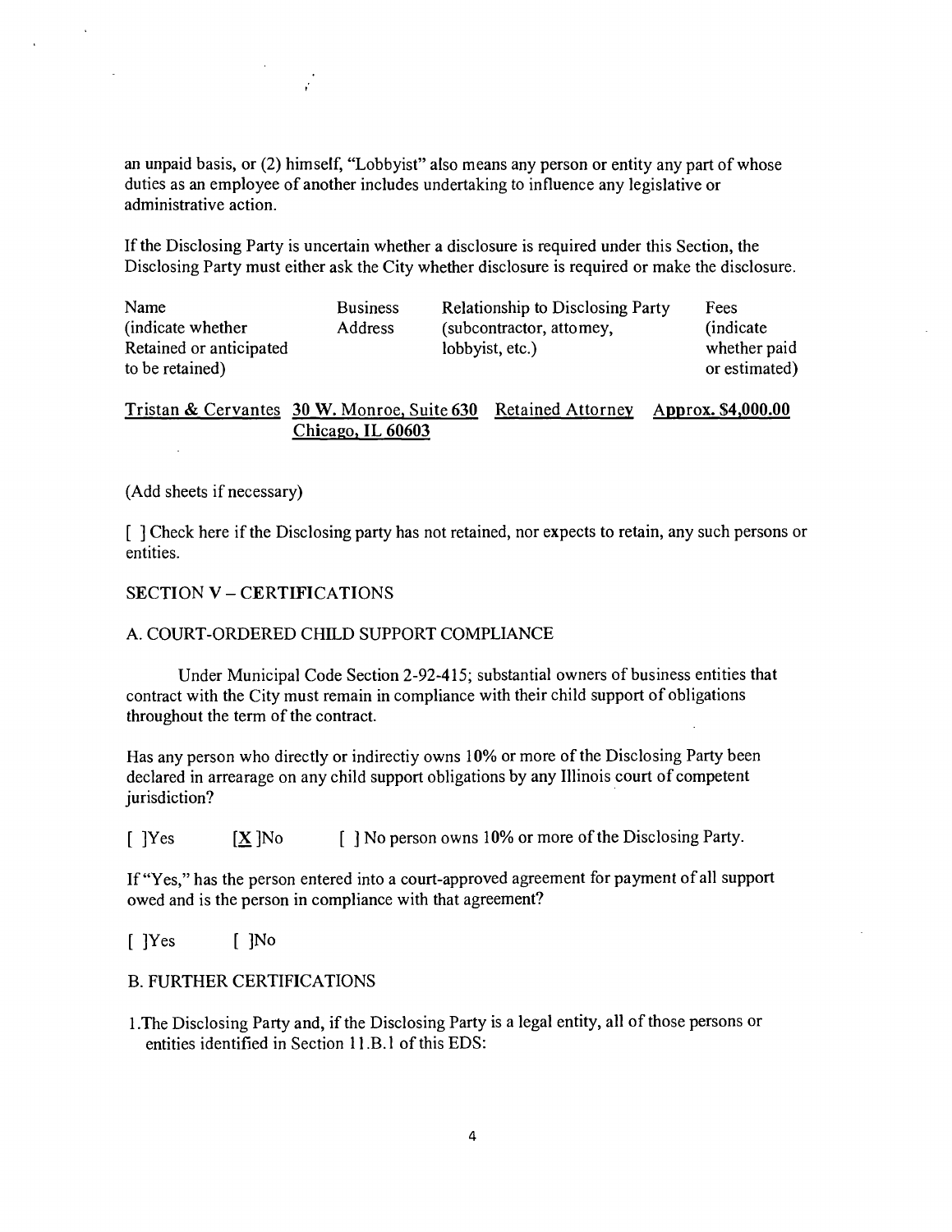an unpaid basis, or (2) himself, "Lobbyist" also means any person or entity any part of whose duties as an employee of another includes undertaking to influence any legislative or administrative action.

If the Disclosing Party is uncertain whether a disclosure is required under this Section, the Disclosing Party must either ask the City whether disclosure is required or make the disclosure.

| Name (indicate whether Retained or anticipated to be retained) | Business Address | Relationship to Disclosing Party (subcontractor, attomey, lobbyist, etc.) | Fees (indicate whether paid or estimated) |
|---|---|---|---|
| Tristan & Cervantes | 30 W. Monroe, Suite 630 Chicago, IL 60603 | Retained Attorney | Approx. $4,000.00 |

(Add sheets if necessary)

[ ] Check here if the Disclosing party has not retained, nor expects to retain, any such persons or entities.

SECTION V – CERTIFICATIONS

A. COURT-ORDERED CHILD SUPPORT COMPLIANCE

Under Municipal Code Section 2-92-415; substantial owners of business entities that contract with the City must remain in compliance with their child support of obligations throughout the term of the contract.

Has any person who directly or indirectiy owns 10% or more of the Disclosing Party been declared in arrearage on any child support obligations by any Illinois court of competent jurisdiction?

[ ]Yes [X]No [ ] No person owns 10% or more of the Disclosing Party.

If "Yes," has the person entered into a court-approved agreement for payment of all support owed and is the person in compliance with that agreement?

[ ]Yes [ ]No

B. FURTHER CERTIFICATIONS

1. The Disclosing Party and, if the Disclosing Party is a legal entity, all of those persons or entities identified in Section 11.B.1 of this EDS: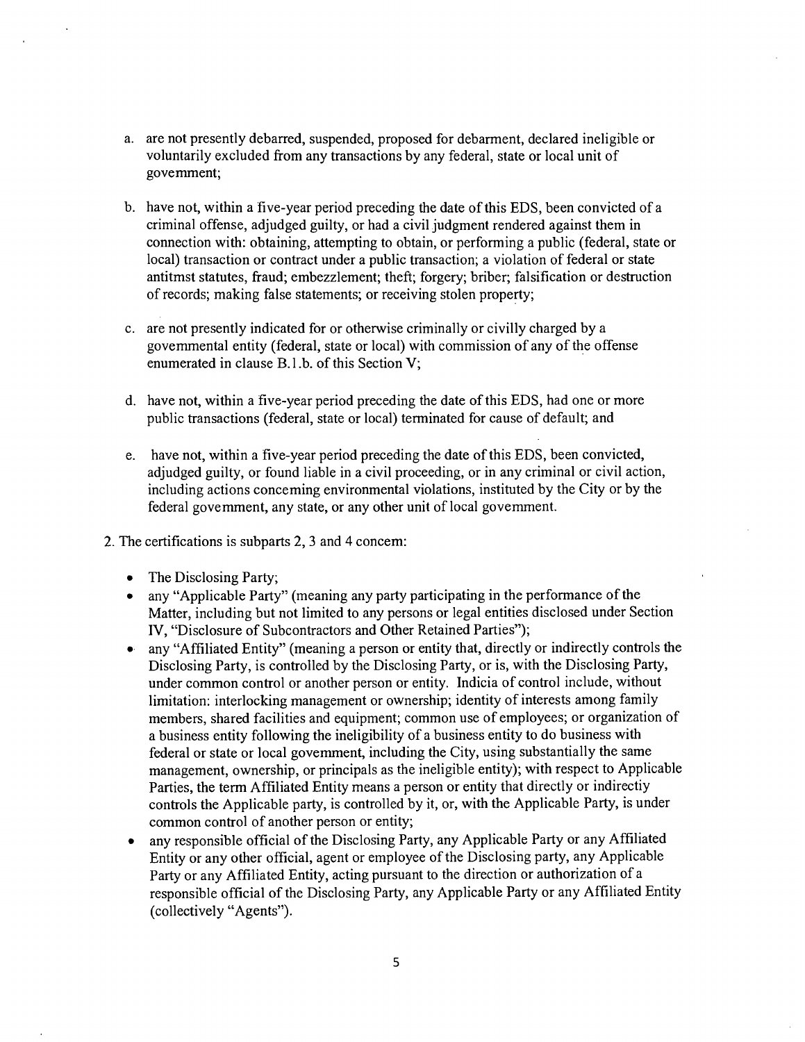a. are not presently debarred, suspended, proposed for debarment, declared ineligible or voluntarily excluded from any transactions by any federal, state or local unit of govemment;

b. have not, within a five-year period preceding the date of this EDS, been convicted of a criminal offense, adjudged guilty, or had a civil judgment rendered against them in connection with: obtaining, attempting to obtain, or performing a public (federal, state or local) transaction or contract under a public transaction; a violation of federal or state antitmst statutes, fraud; embezzlement; theft; forgery; briber; falsification or destruction of records; making false statements; or receiving stolen property;

c. are not presently indicated for or otherwise criminally or civilly charged by a govemmental entity (federal, state or local) with commission of any of the offense enumerated in clause B.1.b. of this Section V;

d. have not, within a five-year period preceding the date of this EDS, had one or more public transactions (federal, state or local) terminated for cause of default; and

e. have not, within a five-year period preceding the date of this EDS, been convicted, adjudged guilty, or found liable in a civil proceeding, or in any criminal or civil action, including actions conceming environmental violations, instituted by the City or by the federal govemment, any state, or any other unit of local govemment.

2. The certifications is subparts 2, 3 and 4 concem:

- The Disclosing Party;
- any "Applicable Party" (meaning any party participating in the performance of the Matter, including but not limited to any persons or legal entities disclosed under Section IV, "Disclosure of Subcontractors and Other Retained Parties");
- any "Affiliated Entity" (meaning a person or entity that, directly or indirectly controls the Disclosing Party, is controlled by the Disclosing Party, or is, with the Disclosing Party, under common control or another person or entity. Indicia of control include, without limitation: interlocking management or ownership; identity of interests among family members, shared facilities and equipment; common use of employees; or organization of a business entity following the ineligibility of a business entity to do business with federal or state or local govemment, including the City, using substantially the same management, ownership, or principals as the ineligible entity); with respect to Applicable Parties, the term Affiliated Entity means a person or entity that directly or indirectiy controls the Applicable party, is controlled by it, or, with the Applicable Party, is under common control of another person or entity;
- any responsible official of the Disclosing Party, any Applicable Party or any Affiliated Entity or any other official, agent or employee of the Disclosing party, any Applicable Party or any Affiliated Entity, acting pursuant to the direction or authorization of a responsible official of the Disclosing Party, any Applicable Party or any Affiliated Entity (collectively "Agents").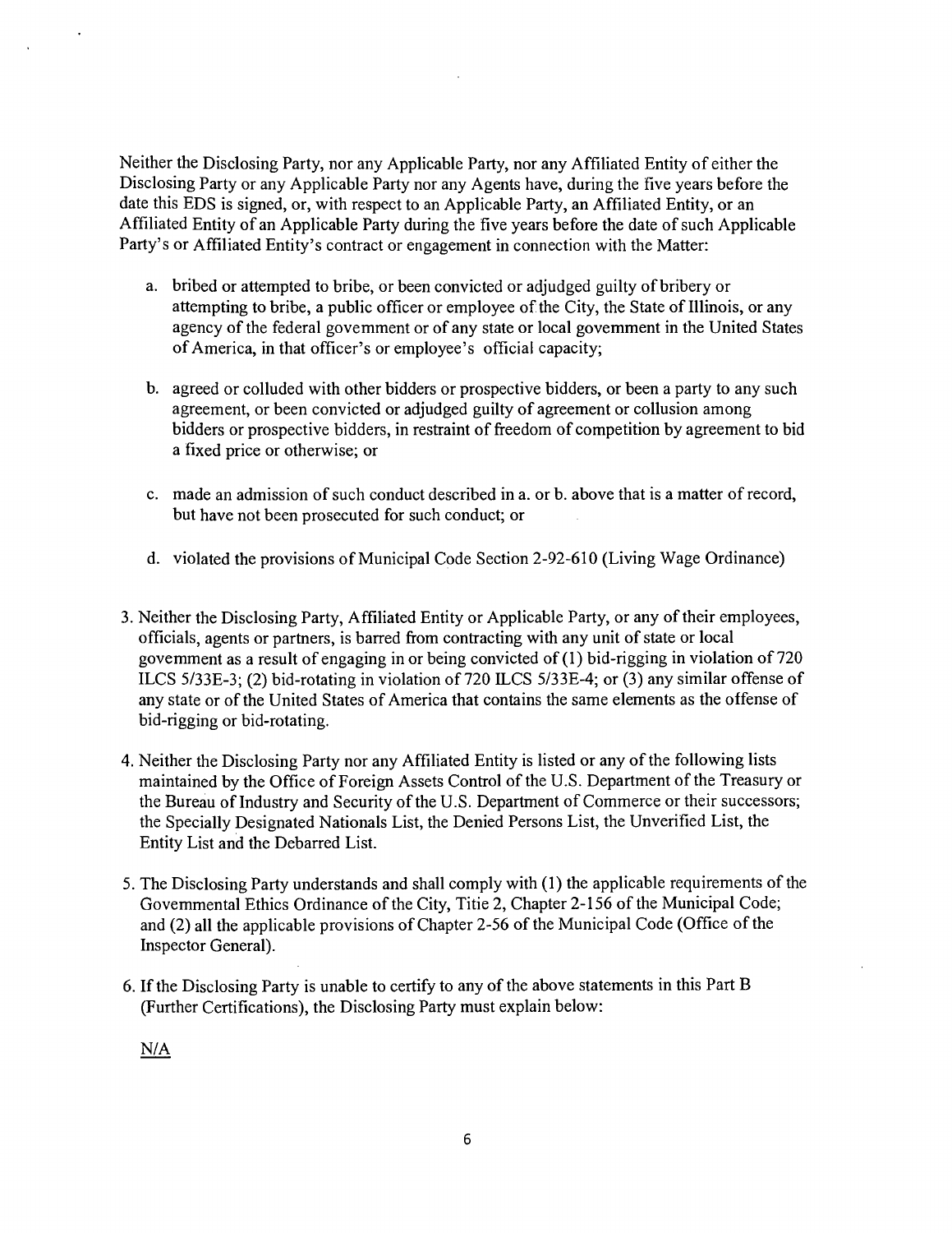Neither the Disclosing Party, nor any Applicable Party, nor any Affiliated Entity of either the Disclosing Party or any Applicable Party nor any Agents have, during the five years before the date this EDS is signed, or, with respect to an Applicable Party, an Affiliated Entity, or an Affiliated Entity of an Applicable Party during the five years before the date of such Applicable Party's or Affiliated Entity's contract or engagement in connection with the Matter:

a. bribed or attempted to bribe, or been convicted or adjudged guilty of bribery or attempting to bribe, a public officer or employee of the City, the State of Illinois, or any agency of the federal government or of any state or local government in the United States of America, in that officer's or employee's official capacity;

b. agreed or colluded with other bidders or prospective bidders, or been a party to any such agreement, or been convicted or adjudged guilty of agreement or collusion among bidders or prospective bidders, in restraint of freedom of competition by agreement to bid a fixed price or otherwise; or

c. made an admission of such conduct described in a. or b. above that is a matter of record, but have not been prosecuted for such conduct; or

d. violated the provisions of Municipal Code Section 2-92-610 (Living Wage Ordinance)

3. Neither the Disclosing Party, Affiliated Entity or Applicable Party, or any of their employees, officials, agents or partners, is barred from contracting with any unit of state or local government as a result of engaging in or being convicted of (1) bid-rigging in violation of 720 ILCS 5/33E-3; (2) bid-rotating in violation of 720 ILCS 5/33E-4; or (3) any similar offense of any state or of the United States of America that contains the same elements as the offense of bid-rigging or bid-rotating.

4. Neither the Disclosing Party nor any Affiliated Entity is listed or any of the following lists maintained by the Office of Foreign Assets Control of the U.S. Department of the Treasury or the Bureau of Industry and Security of the U.S. Department of Commerce or their successors; the Specially Designated Nationals List, the Denied Persons List, the Unverified List, the Entity List and the Debarred List.

5. The Disclosing Party understands and shall comply with (1) the applicable requirements of the Governmental Ethics Ordinance of the City, Titie 2, Chapter 2-156 of the Municipal Code; and (2) all the applicable provisions of Chapter 2-56 of the Municipal Code (Office of the Inspector General).

6. If the Disclosing Party is unable to certify to any of the above statements in this Part B (Further Certifications), the Disclosing Party must explain below:

N/A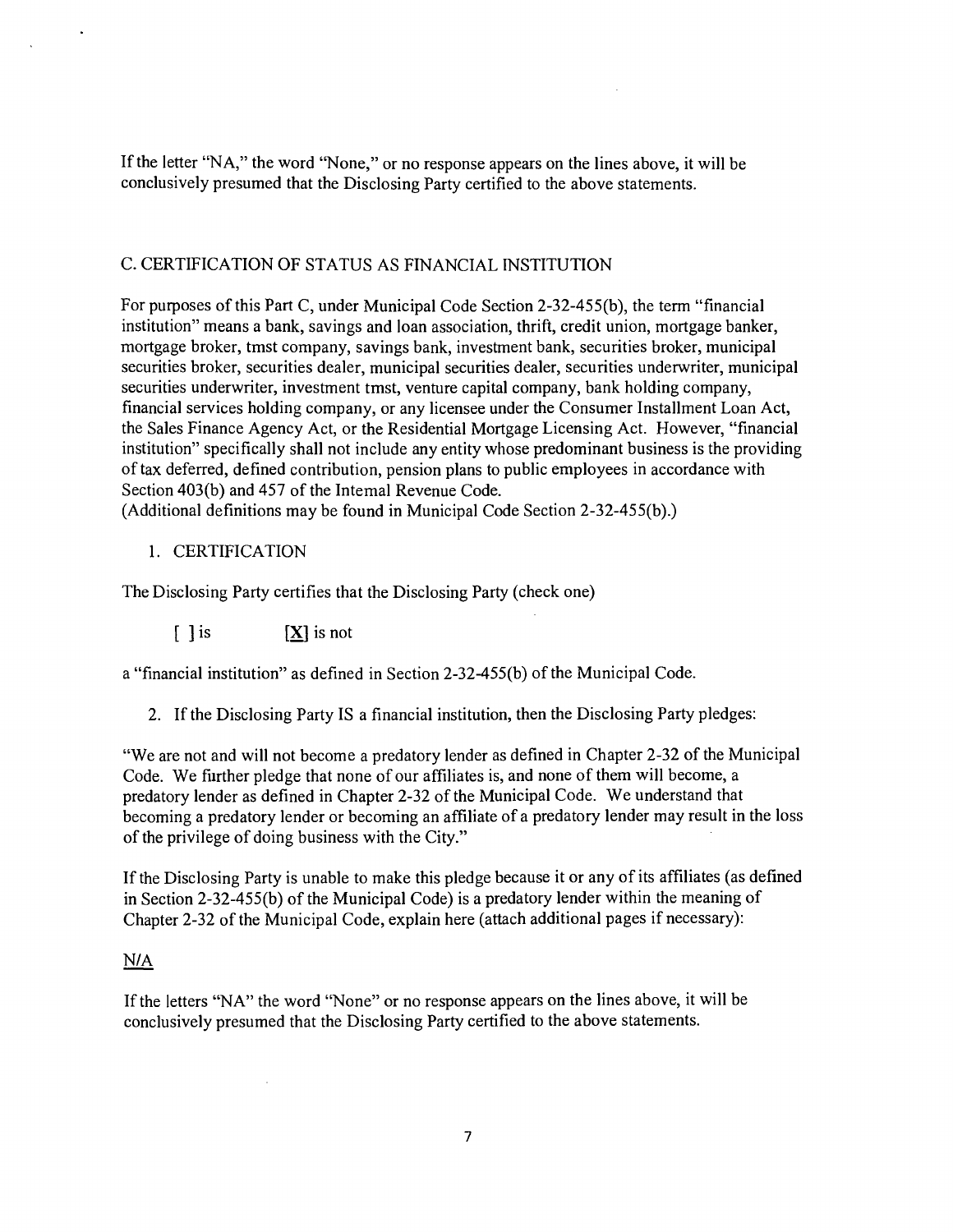If the letter "NA," the word "None," or no response appears on the lines above, it will be conclusively presumed that the Disclosing Party certified to the above statements.

## C. CERTIFICATION OF STATUS AS FINANCIAL INSTITUTION

For purposes of this Part C, under Municipal Code Section 2-32-455(b), the term "financial institution" means a bank, savings and loan association, thrift, credit union, mortgage banker, mortgage broker, tmst company, savings bank, investment bank, securities broker, municipal securities broker, securities dealer, municipal securities dealer, securities underwriter, municipal securities underwriter, investment tmst, venture capital company, bank holding company, financial services holding company, or any licensee under the Consumer Installment Loan Act, the Sales Finance Agency Act, or the Residential Mortgage Licensing Act. However, "financial institution" specifically shall not include any entity whose predominant business is the providing of tax deferred, defined contribution, pension plans to public employees in accordance with Section 403(b) and 457 of the Intemal Revenue Code.
(Additional definitions may be found in Municipal Code Section 2-32-455(b).)

1. CERTIFICATION

The Disclosing Party certifies that the Disclosing Party (check one)

[ ] is [X] is not

a "financial institution" as defined in Section 2-32-455(b) of the Municipal Code.

2. If the Disclosing Party IS a financial institution, then the Disclosing Party pledges:

"We are not and will not become a predatory lender as defined in Chapter 2-32 of the Municipal Code. We further pledge that none of our affiliates is, and none of them will become, a predatory lender as defined in Chapter 2-32 of the Municipal Code. We understand that becoming a predatory lender or becoming an affiliate of a predatory lender may result in the loss of the privilege of doing business with the City."

If the Disclosing Party is unable to make this pledge because it or any of its affiliates (as defined in Section 2-32-455(b) of the Municipal Code) is a predatory lender within the meaning of Chapter 2-32 of the Municipal Code, explain here (attach additional pages if necessary):

N/A

If the letters "NA" the word "None" or no response appears on the lines above, it will be conclusively presumed that the Disclosing Party certified to the above statements.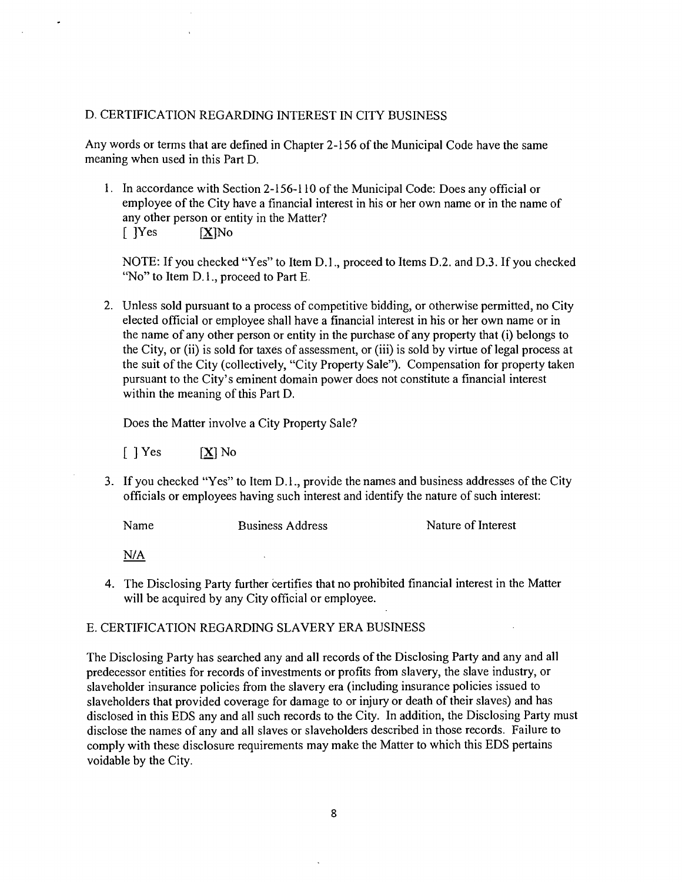## D. CERTIFICATION REGARDING INTEREST IN CITY BUSINESS

Any words or terms that are defined in Chapter 2-156 of the Municipal Code have the same meaning when used in this Part D.

1. In accordance with Section 2-156-110 of the Municipal Code: Does any official or employee of the City have a financial interest in his or her own name or in the name of any other person or entity in the Matter?
   [ ]Yes [X]No

   NOTE: If you checked "Yes" to Item D.1., proceed to Items D.2. and D.3. If you checked "No" to Item D.1., proceed to Part E.

2. Unless sold pursuant to a process of competitive bidding, or otherwise permitted, no City elected official or employee shall have a financial interest in his or her own name or in the name of any other person or entity in the purchase of any property that (i) belongs to the City, or (ii) is sold for taxes of assessment, or (iii) is sold by virtue of legal process at the suit of the City (collectively, "City Property Sale"). Compensation for property taken pursuant to the City's eminent domain power does not constitute a financial interest within the meaning of this Part D.

   Does the Matter involve a City Property Sale?

   [ ] Yes [X] No

3. If you checked "Yes" to Item D.1., provide the names and business addresses of the City officials or employees having such interest and identify the nature of such interest:

   | Name | Business Address | Nature of Interest |
   |---|---|---|
   | N/A | | |

4. The Disclosing Party further certifies that no prohibited financial interest in the Matter will be acquired by any City official or employee.

## E. CERTIFICATION REGARDING SLAVERY ERA BUSINESS

The Disclosing Party has searched any and all records of the Disclosing Party and any and all predecessor entities for records of investments or profits from slavery, the slave industry, or slaveholder insurance policies from the slavery era (including insurance policies issued to slaveholders that provided coverage for damage to or injury or death of their slaves) and has disclosed in this EDS any and all such records to the City. In addition, the Disclosing Party must disclose the names of any and all slaves or slaveholders described in those records. Failure to comply with these disclosure requirements may make the Matter to which this EDS pertains voidable by the City.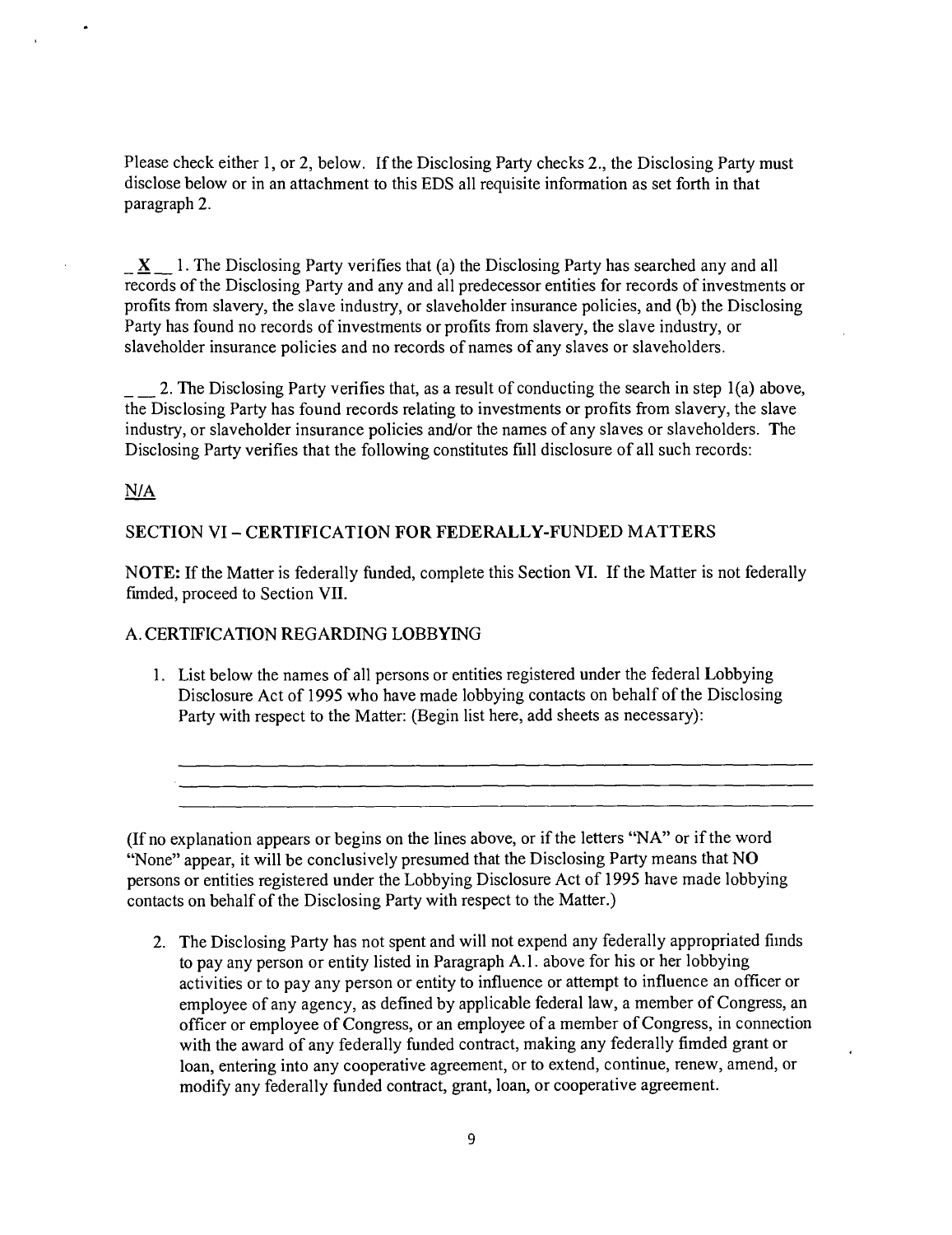Please check either 1, or 2, below. If the Disclosing Party checks 2., the Disclosing Party must disclose below or in an attachment to this EDS all requisite information as set forth in that paragraph 2.

_ **X** __ 1. The Disclosing Party verifies that (a) the Disclosing Party has searched any and all records of the Disclosing Party and any and all predecessor entities for records of investments or profits from slavery, the slave industry, or slaveholder insurance policies, and (b) the Disclosing Party has found no records of investments or profits from slavery, the slave industry, or slaveholder insurance policies and no records of names of any slaves or slaveholders.

_ __ 2. The Disclosing Party verifies that, as a result of conducting the search in step 1(a) above, the Disclosing Party has found records relating to investments or profits from slavery, the slave industry, or slaveholder insurance policies and/or the names of any slaves or slaveholders. The Disclosing Party verifies that the following constitutes full disclosure of all such records:

N/A

## SECTION VI – CERTIFICATION FOR FEDERALLY-FUNDED MATTERS

**NOTE:** If the Matter is federally funded, complete this Section VI. If the Matter is not federally funded, proceed to Section VII.

### A. CERTIFICATION REGARDING LOBBYING

1. List below the names of all persons or entities registered under the federal Lobbying Disclosure Act of 1995 who have made lobbying contacts on behalf of the Disclosing Party with respect to the Matter: (Begin list here, add sheets as necessary):

   ______________________________________________________________________
   ______________________________________________________________________
   ______________________________________________________________________

(If no explanation appears or begins on the lines above, or if the letters "NA" or if the word "None" appear, it will be conclusively presumed that the Disclosing Party means that NO persons or entities registered under the Lobbying Disclosure Act of 1995 have made lobbying contacts on behalf of the Disclosing Party with respect to the Matter.)

2. The Disclosing Party has not spent and will not expend any federally appropriated funds to pay any person or entity listed in Paragraph A.1. above for his or her lobbying activities or to pay any person or entity to influence or attempt to influence an officer or employee of any agency, as defined by applicable federal law, a member of Congress, an officer or employee of Congress, or an employee of a member of Congress, in connection with the award of any federally funded contract, making any federally funded grant or loan, entering into any cooperative agreement, or to extend, continue, renew, amend, or modify any federally funded contract, grant, loan, or cooperative agreement.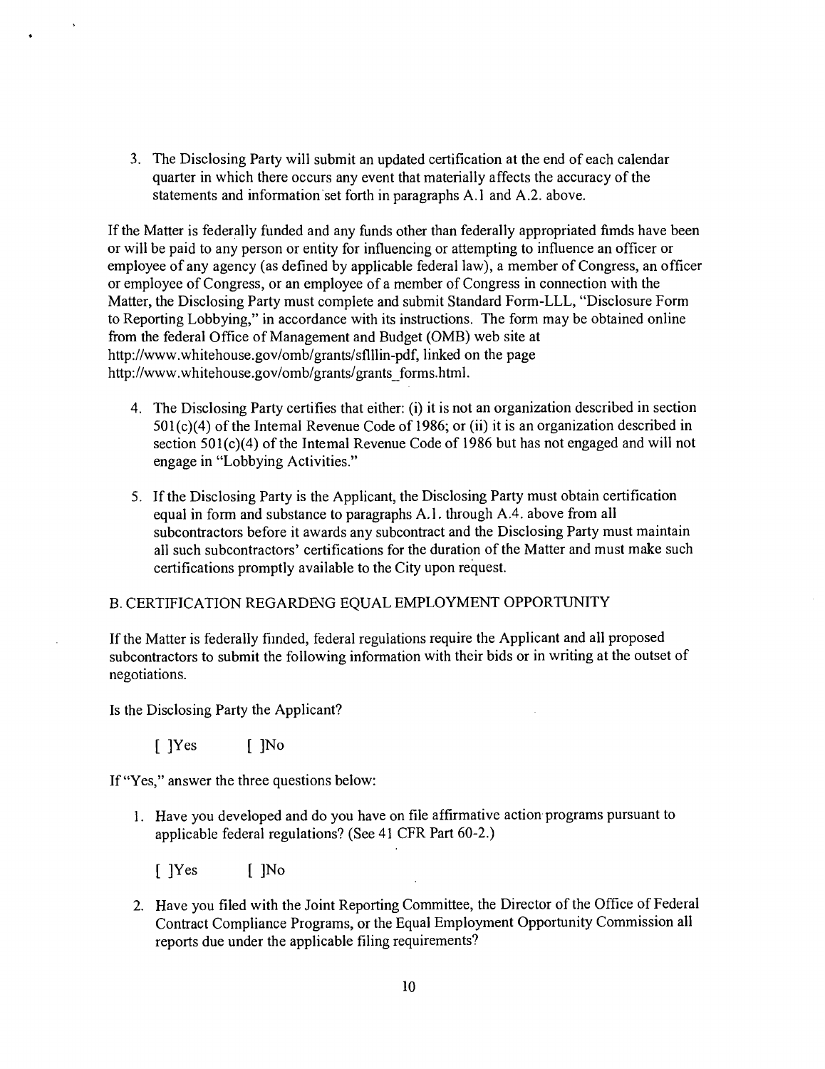3. The Disclosing Party will submit an updated certification at the end of each calendar quarter in which there occurs any event that materially affects the accuracy of the statements and information set forth in paragraphs A.1 and A.2. above.

If the Matter is federally funded and any funds other than federally appropriated fimds have been or will be paid to any person or entity for influencing or attempting to influence an officer or employee of any agency (as defined by applicable federal law), a member of Congress, an officer or employee of Congress, or an employee of a member of Congress in connection with the Matter, the Disclosing Party must complete and submit Standard Form-LLL, "Disclosure Form to Reporting Lobbying," in accordance with its instructions. The form may be obtained online from the federal Office of Management and Budget (OMB) web site at http://www.whitehouse.gov/omb/grants/sflllin-pdf, linked on the page http://www.whitehouse.gov/omb/grants/grants_forms.html.

4. The Disclosing Party certifies that either: (i) it is not an organization described in section 501(c)(4) of the Intemal Revenue Code of 1986; or (ii) it is an organization described in section 501(c)(4) of the Intemal Revenue Code of 1986 but has not engaged and will not engage in "Lobbying Activities."

5. If the Disclosing Party is the Applicant, the Disclosing Party must obtain certification equal in form and substance to paragraphs A.1. through A.4. above from all subcontractors before it awards any subcontract and the Disclosing Party must maintain all such subcontractors' certifications for the duration of the Matter and must make such certifications promptly available to the City upon request.

B. CERTIFICATION REGARDENG EQUAL EMPLOYMENT OPPORTUNITY

If the Matter is federally fimded, federal regulations require the Applicant and all proposed subcontractors to submit the following information with their bids or in writing at the outset of negotiations.

Is the Disclosing Party the Applicant?

[ ]Yes [ ]No

If "Yes," answer the three questions below:

1. Have you developed and do you have on file affirmative action programs pursuant to applicable federal regulations? (See 41 CFR Part 60-2.)

   [ ]Yes [ ]No

2. Have you filed with the Joint Reporting Committee, the Director of the Office of Federal Contract Compliance Programs, or the Equal Employment Opportunity Commission all reports due under the applicable filing requirements?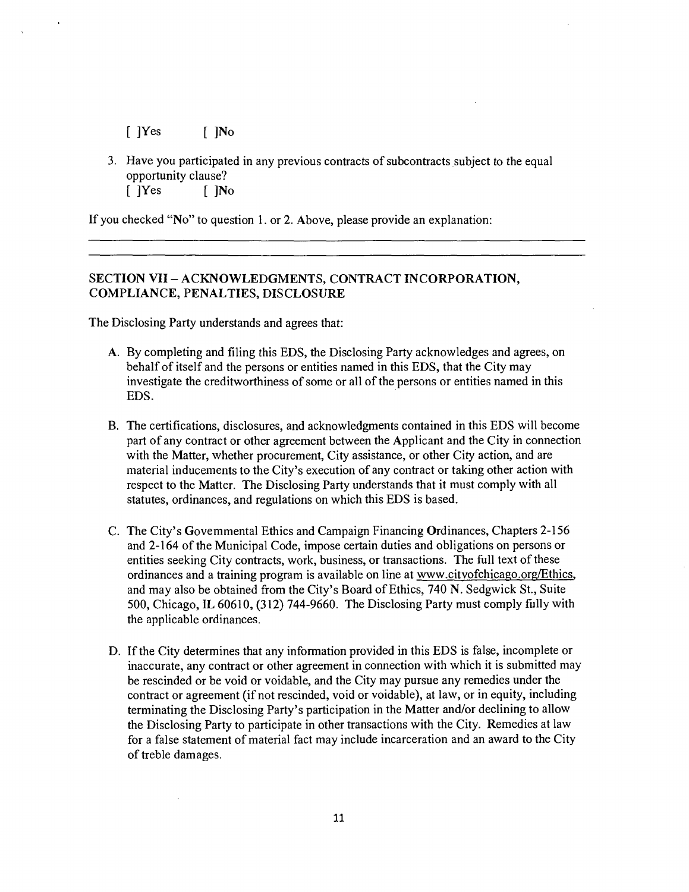[ ]Yes [ ]No

3. Have you participated in any previous contracts of subcontracts subject to the equal opportunity clause?
   [ ]Yes [ ]No

If you checked "No" to question 1. or 2. Above, please provide an explanation:

______________________________________________________________________________

______________________________________________________________________________

## SECTION VII – ACKNOWLEDGMENTS, CONTRACT INCORPORATION, COMPLIANCE, PENALTIES, DISCLOSURE

The Disclosing Party understands and agrees that:

A. By completing and filing this EDS, the Disclosing Party acknowledges and agrees, on behalf of itself and the persons or entities named in this EDS, that the City may investigate the creditworthiness of some or all of the persons or entities named in this EDS.

B. The certifications, disclosures, and acknowledgments contained in this EDS will become part of any contract or other agreement between the Applicant and the City in connection with the Matter, whether procurement, City assistance, or other City action, and are material inducements to the City's execution of any contract or taking other action with respect to the Matter. The Disclosing Party understands that it must comply with all statutes, ordinances, and regulations on which this EDS is based.

C. The City's Governmental Ethics and Campaign Financing Ordinances, Chapters 2-156 and 2-164 of the Municipal Code, impose certain duties and obligations on persons or entities seeking City contracts, work, business, or transactions. The full text of these ordinances and a training program is available on line at www.cityofchicago.org/Ethics, and may also be obtained from the City's Board of Ethics, 740 N. Sedgwick St., Suite 500, Chicago, IL 60610, (312) 744-9660. The Disclosing Party must comply fully with the applicable ordinances.

D. If the City determines that any information provided in this EDS is false, incomplete or inaccurate, any contract or other agreement in connection with which it is submitted may be rescinded or be void or voidable, and the City may pursue any remedies under the contract or agreement (if not rescinded, void or voidable), at law, or in equity, including terminating the Disclosing Party's participation in the Matter and/or declining to allow the Disclosing Party to participate in other transactions with the City. Remedies at law for a false statement of material fact may include incarceration and an award to the City of treble damages.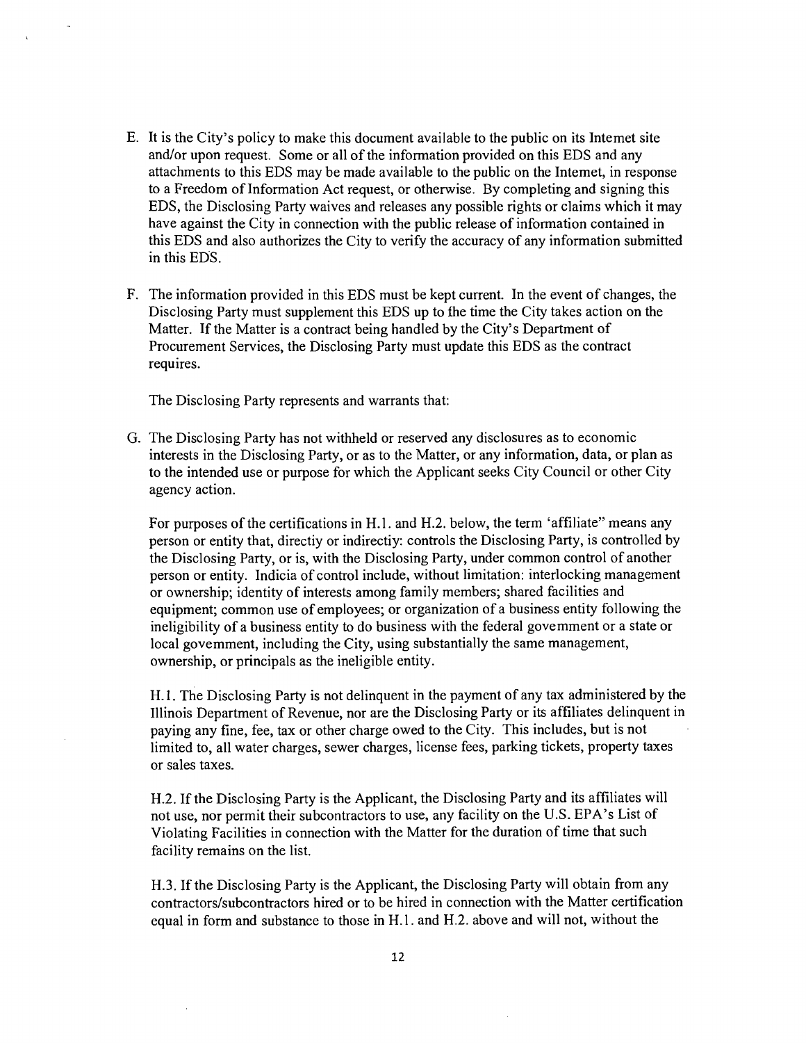E. It is the City's policy to make this document available to the public on its Internet site and/or upon request. Some or all of the information provided on this EDS and any attachments to this EDS may be made available to the public on the Internet, in response to a Freedom of Information Act request, or otherwise. By completing and signing this EDS, the Disclosing Party waives and releases any possible rights or claims which it may have against the City in connection with the public release of information contained in this EDS and also authorizes the City to verify the accuracy of any information submitted in this EDS.

F. The information provided in this EDS must be kept current. In the event of changes, the Disclosing Party must supplement this EDS up to the time the City takes action on the Matter. If the Matter is a contract being handled by the City's Department of Procurement Services, the Disclosing Party must update this EDS as the contract requires.

The Disclosing Party represents and warrants that:

G. The Disclosing Party has not withheld or reserved any disclosures as to economic interests in the Disclosing Party, or as to the Matter, or any information, data, or plan as to the intended use or purpose for which the Applicant seeks City Council or other City agency action.

For purposes of the certifications in H.1. and H.2. below, the term 'affiliate" means any person or entity that, directiy or indirectiy: controls the Disclosing Party, is controlled by the Disclosing Party, or is, with the Disclosing Party, under common control of another person or entity. Indicia of control include, without limitation: interlocking management or ownership; identity of interests among family members; shared facilities and equipment; common use of employees; or organization of a business entity following the ineligibility of a business entity to do business with the federal government or a state or local government, including the City, using substantially the same management, ownership, or principals as the ineligible entity.

H.1. The Disclosing Party is not delinquent in the payment of any tax administered by the Illinois Department of Revenue, nor are the Disclosing Party or its affiliates delinquent in paying any fine, fee, tax or other charge owed to the City. This includes, but is not limited to, all water charges, sewer charges, license fees, parking tickets, property taxes or sales taxes.

H.2. If the Disclosing Party is the Applicant, the Disclosing Party and its affiliates will not use, nor permit their subcontractors to use, any facility on the U.S. EPA's List of Violating Facilities in connection with the Matter for the duration of time that such facility remains on the list.

H.3. If the Disclosing Party is the Applicant, the Disclosing Party will obtain from any contractors/subcontractors hired or to be hired in connection with the Matter certification equal in form and substance to those in H.1. and H.2. above and will not, without the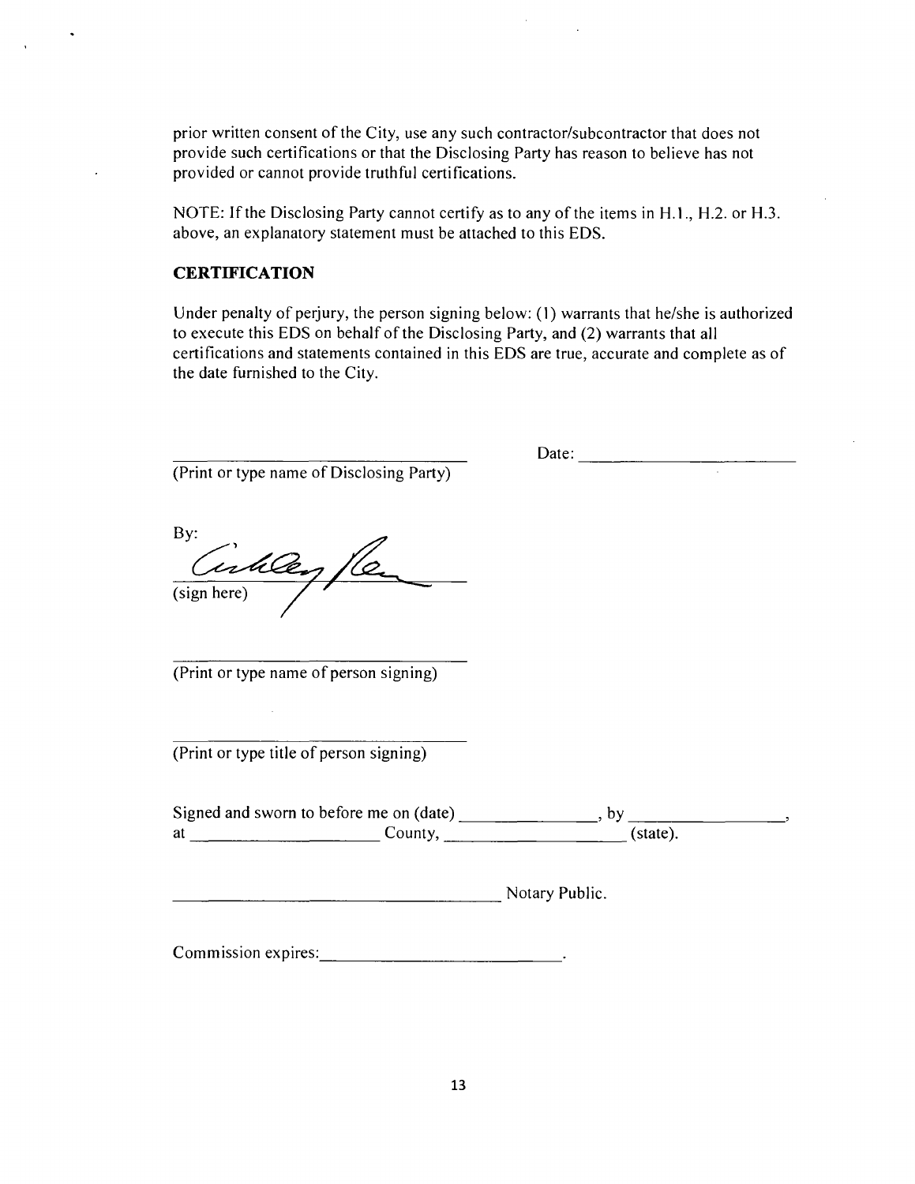prior written consent of the City, use any such contractor/subcontractor that does not provide such certifications or that the Disclosing Party has reason to believe has not provided or cannot provide truthful certifications.

NOTE: If the Disclosing Party cannot certify as to any of the items in H.1., H.2. or H.3. above, an explanatory statement must be attached to this EDS.

**CERTIFICATION**

Under penalty of perjury, the person signing below: (1) warrants that he/she is authorized to execute this EDS on behalf of the Disclosing Party, and (2) warrants that all certifications and statements contained in this EDS are true, accurate and complete as of the date furnished to the City.

\_\_\_\_\_\_\_\_\_\_\_\_\_\_\_\_\_\_\_\_\_\_\_\_\_\_\_\_\_\_ Date: \_\_\_\_\_\_\_\_\_\_\_\_\_\_\_\_\_\_\_\_
(Print or type name of Disclosing Party)

By: [signature]
(sign here)

\_\_\_\_\_\_\_\_\_\_\_\_\_\_\_\_\_\_\_\_\_\_\_\_\_\_\_\_\_\_
(Print or type name of person signing)

\_\_\_\_\_\_\_\_\_\_\_\_\_\_\_\_\_\_\_\_\_\_\_\_\_\_\_\_\_\_
(Print or type title of person signing)

Signed and sworn to before me on (date) \_\_\_\_\_\_\_\_\_\_\_\_\_\_, by \_\_\_\_\_\_\_\_\_\_\_\_\_\_\_\_,
at \_\_\_\_\_\_\_\_\_\_\_\_\_\_\_\_\_\_ County, \_\_\_\_\_\_\_\_\_\_\_\_\_\_\_\_\_\_ (state).

\_\_\_\_\_\_\_\_\_\_\_\_\_\_\_\_\_\_\_\_\_\_\_\_\_\_\_\_\_\_\_\_\_\_ Notary Public.

Commission expires: \_\_\_\_\_\_\_\_\_\_\_\_\_\_\_\_\_\_\_\_\_\_\_\_.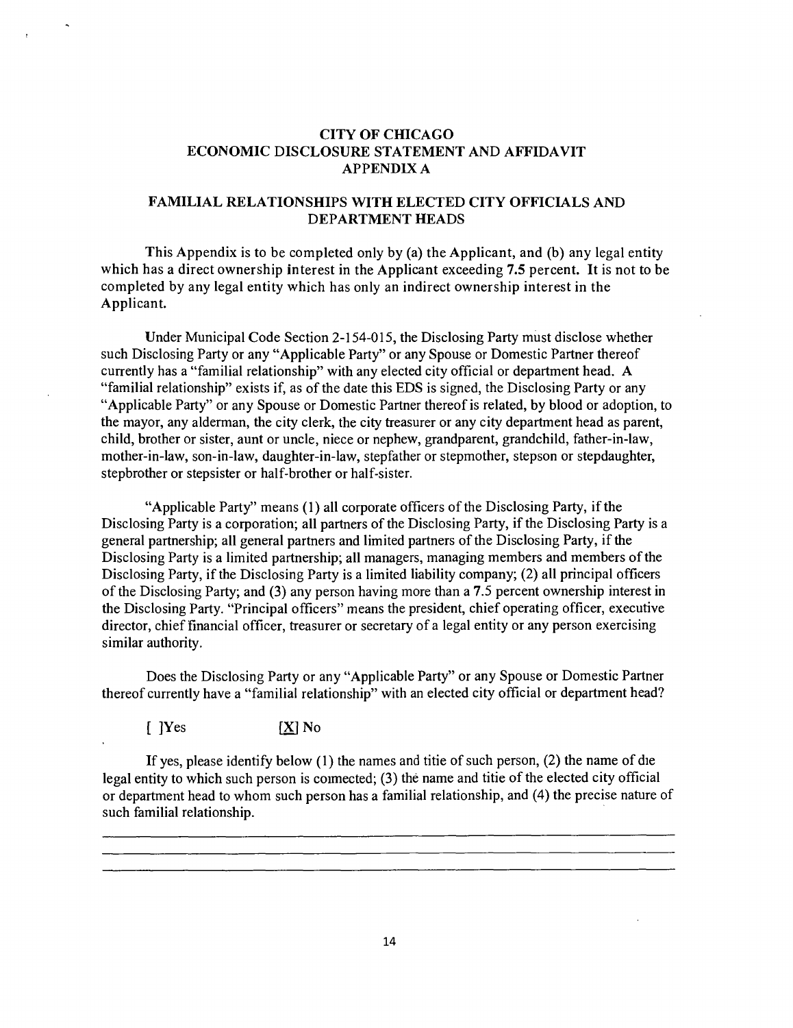# CITY OF CHICAGO
# ECONOMIC DISCLOSURE STATEMENT AND AFFIDAVIT
# APPENDIX A

## FAMILIAL RELATIONSHIPS WITH ELECTED CITY OFFICIALS AND DEPARTMENT HEADS

This Appendix is to be completed only by (a) the Applicant, and (b) any legal entity which has a direct ownership interest in the Applicant exceeding 7.5 percent. It is not to be completed by any legal entity which has only an indirect ownership interest in the Applicant.

Under Municipal Code Section 2-154-015, the Disclosing Party must disclose whether such Disclosing Party or any "Applicable Party" or any Spouse or Domestic Partner thereof currently has a "familial relationship" with any elected city official or department head. A "familial relationship" exists if, as of the date this EDS is signed, the Disclosing Party or any "Applicable Party" or any Spouse or Domestic Partner thereof is related, by blood or adoption, to the mayor, any alderman, the city clerk, the city treasurer or any city department head as parent, child, brother or sister, aunt or uncle, niece or nephew, grandparent, grandchild, father-in-law, mother-in-law, son-in-law, daughter-in-law, stepfather or stepmother, stepson or stepdaughter, stepbrother or stepsister or half-brother or half-sister.

"Applicable Party" means (1) all corporate officers of the Disclosing Party, if the Disclosing Party is a corporation; all partners of the Disclosing Party, if the Disclosing Party is a general partnership; all general partners and limited partners of the Disclosing Party, if the Disclosing Party is a limited partnership; all managers, managing members and members of the Disclosing Party, if the Disclosing Party is a limited liability company; (2) all principal officers of the Disclosing Party; and (3) any person having more than a 7.5 percent ownership interest in the Disclosing Party. "Principal officers" means the president, chief operating officer, executive director, chief financial officer, treasurer or secretary of a legal entity or any person exercising similar authority.

Does the Disclosing Party or any "Applicable Party" or any Spouse or Domestic Partner thereof currently have a "familial relationship" with an elected city official or department head?

[ ]Yes [X] No

If yes, please identify below (1) the names and titie of such person, (2) the name of die legal entity to which such person is comected; (3) the name and titie of the elected city official or department head to whom such person has a familial relationship, and (4) the precise nature of such familial relationship.

\_\_\_\_\_\_\_\_\_\_\_\_\_\_\_\_\_\_\_\_\_\_\_\_\_\_\_\_\_\_\_\_\_\_\_\_\_\_\_\_\_\_\_\_\_\_\_\_\_\_\_\_\_\_\_\_\_\_\_\_\_\_\_\_\_\_\_\_

\_\_\_\_\_\_\_\_\_\_\_\_\_\_\_\_\_\_\_\_\_\_\_\_\_\_\_\_\_\_\_\_\_\_\_\_\_\_\_\_\_\_\_\_\_\_\_\_\_\_\_\_\_\_\_\_\_\_\_\_\_\_\_\_\_\_\_\_

\_\_\_\_\_\_\_\_\_\_\_\_\_\_\_\_\_\_\_\_\_\_\_\_\_\_\_\_\_\_\_\_\_\_\_\_\_\_\_\_\_\_\_\_\_\_\_\_\_\_\_\_\_\_\_\_\_\_\_\_\_\_\_\_\_\_\_\_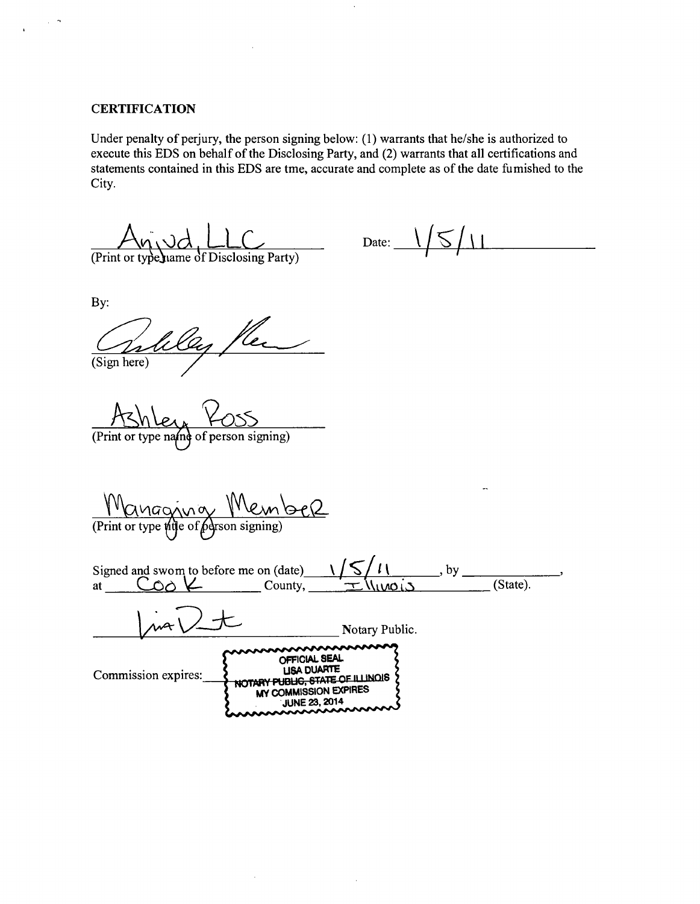**CERTIFICATION**

Under penalty of perjury, the person signing below: (1) warrants that he/she is authorized to execute this EDS on behalf of the Disclosing Party, and (2) warrants that all certifications and statements contained in this EDS are tme, accurate and complete as of the date fumished to the City.

Anvid, LLC
(Print or type name of Disclosing Party)

Date: 1/5/11

By:

(Sign here)

Ashley Ross
(Print or type name of person signing)

Managing Member
(Print or type title of person signing)

Signed and swom to before me on (date) 1/5/11, by ______________,
at Cook County, Illinois (State).

______________ Notary Public.

Commission expires: OFFICIAL SEAL LISA DUARTE NOTARY PUBLIC, STATE OF ILLINOIS MY COMMISSION EXPIRES JUNE 23, 2014